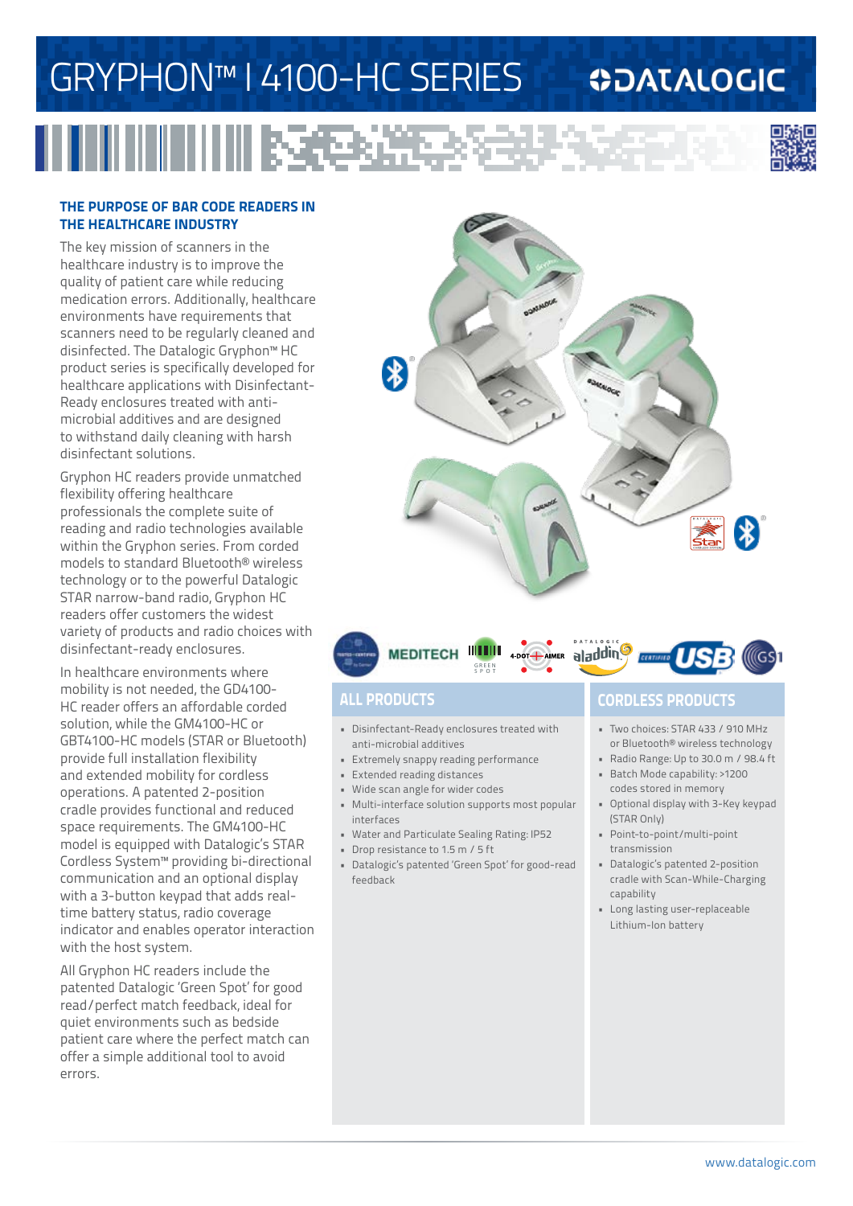# GRYPHON™ I 4100-HC SERIES

DATALOGIC

## THE PURPOSE OF BAR CODE READERS IN THE HEALTHCARE INDUSTRY

The key mission of scanners in the healthcare industry is to improve the quality of patient care while reducing medication errors. Additionally, healthcare environments have requirements that scanners need to be regularly cleaned and disinfected. The Datalogic Gryphon™ HC product series is specifically developed for healthcare applications with Disinfectant-Ready enclosures treated with anti-microbial additives and are designed to withstand daily cleaning with harsh disinfectant solutions.

Gryphon HC readers provide unmatched flexibility offering healthcare professionals the complete suite of reading and radio technologies available within the Gryphon series. From corded models to standard Bluetooth® wireless technology or to the powerful Datalogic STAR narrow-band radio, Gryphon HC readers offer customers the widest variety of products and radio choices with disinfectant-ready enclosures.

In healthcare environments where mobility is not needed, the GD4100-HC reader offers an affordable corded solution, while the GM4100-HC or GBT4100-HC models (STAR or Bluetooth) provide full installation flexibility and extended mobility for cordless operations. A patented 2-position cradle provides functional and reduced space requirements. The GM4100-HC model is equipped with Datalogic's STAR Cordless System™ providing bi-directional communication and an optional display with a 3-button keypad that adds real-time battery status, radio coverage indicator and enables operator interaction with the host system.

All Gryphon HC readers include the patented Datalogic 'Green Spot' for good read/perfect match feedback, ideal for quiet environments such as bedside patient care where the perfect match can offer a simple additional tool to avoid errors.

## ALL PRODUCTS

- Disinfectant-Ready enclosures treated with anti-microbial additives
- Extremely snappy reading performance
- Extended reading distances
- Wide scan angle for wider codes
- Multi-interface solution supports most popular interfaces
- Water and Particulate Sealing Rating: IP52
- Drop resistance to 1.5 m / 5 ft
- Datalogic's patented 'Green Spot' for good-read feedback

## CORDLESS PRODUCTS

- Two choices: STAR 433 / 910 MHz or Bluetooth® wireless technology
- Radio Range: Up to 30.0 m / 98.4 ft
- Batch Mode capability: >1200 codes stored in memory
- Optional display with 3-Key keypad (STAR Only)
- Point-to-point/multi-point transmission
- Datalogic's patented 2-position cradle with Scan-While-Charging capability
- Long lasting user-replaceable Lithium-Ion battery

www.datalogic.com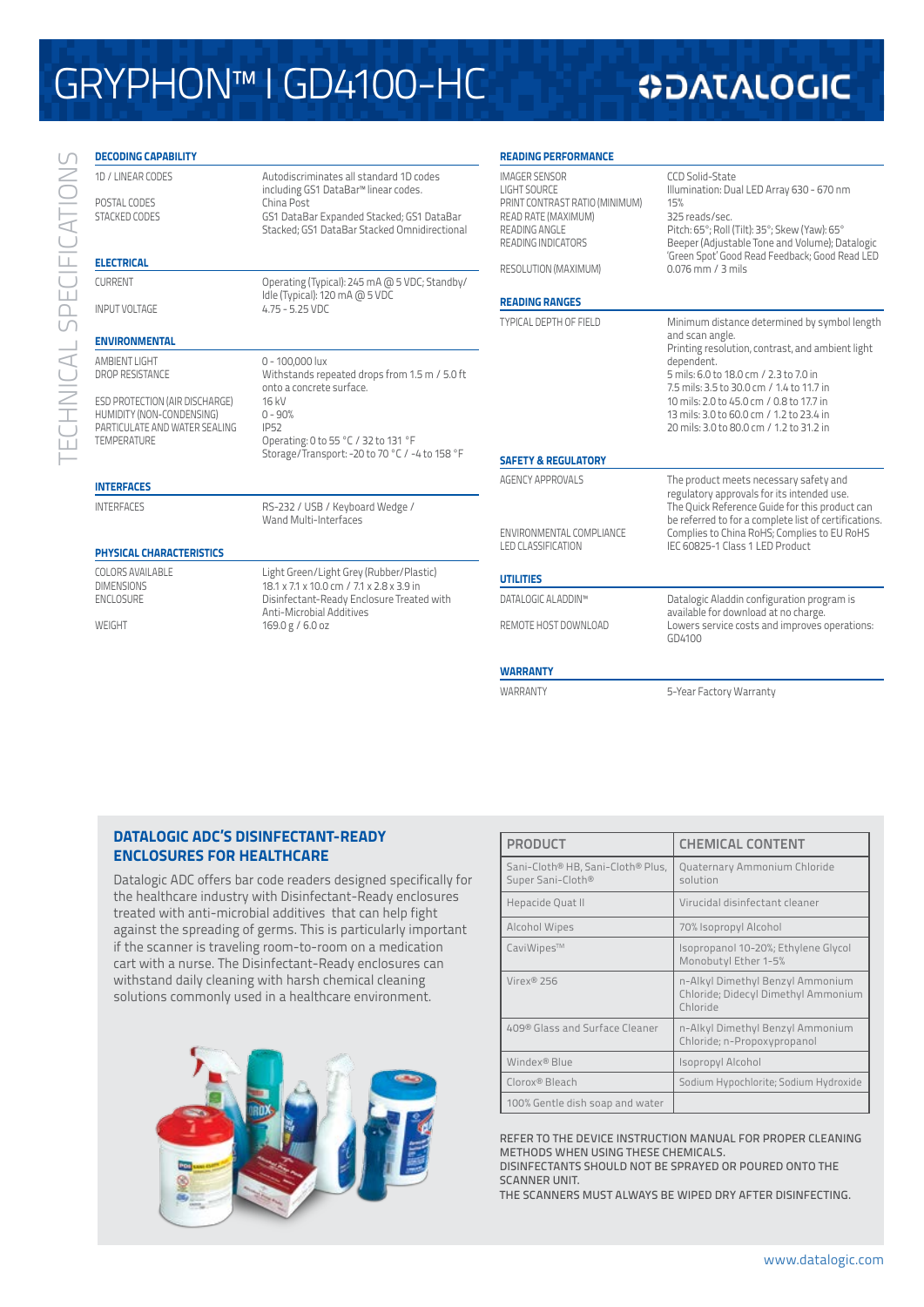# GRYPHON™ I GD4100-HC

## TECHNICAL SPECIFICATIONS

### DECODING CAPABILITY

| | |
|---|---|
| 1D / LINEAR CODES | Autodiscriminates all standard 1D codes including GS1 DataBar™ linear codes. |
| POSTAL CODES | China Post |
| STACKED CODES | GS1 DataBar Expanded Stacked; GS1 DataBar Stacked; GS1 DataBar Stacked Omnidirectional |

### ELECTRICAL

| | |
|---|---|
| CURRENT | Operating (Typical): 245 mA @ 5 VDC; Standby/ Idle (Typical): 120 mA @ 5 VDC |
| INPUT VOLTAGE | 4.75 - 5.25 VDC |

### ENVIRONMENTAL

| | |
|---|---|
| AMBIENT LIGHT | 0 - 100,000 lux |
| DROP RESISTANCE | Withstands repeated drops from 1.5 m / 5.0 ft onto a concrete surface. |
| ESD PROTECTION (AIR DISCHARGE) | 16 kV |
| HUMIDITY (NON-CONDENSING) | 0 - 90% |
| PARTICULATE AND WATER SEALING | IP52 |
| TEMPERATURE | Operating: 0 to 55 °C / 32 to 131 °F<br>Storage/Transport: -20 to 70 °C / -4 to 158 °F |

### INTERFACES

| | |
|---|---|
| INTERFACES | RS-232 / USB / Keyboard Wedge / Wand Multi-Interfaces |

### PHYSICAL CHARACTERISTICS

| | |
|---|---|
| COLORS AVAILABLE | Light Green/Light Grey (Rubber/Plastic) |
| DIMENSIONS | 18.1 x 7.1 x 10.0 cm / 7.1 x 2.8 x 3.9 in |
| ENCLOSURE | Disinfectant-Ready Enclosure Treated with Anti-Microbial Additives |
| WEIGHT | 169.0 g / 6.0 oz |

### READING PERFORMANCE

| | |
|---|---|
| IMAGER SENSOR | CCD Solid-State |
| LIGHT SOURCE | Illumination: Dual LED Array 630 - 670 nm |
| PRINT CONTRAST RATIO (MINIMUM) | 15% |
| READ RATE (MAXIMUM) | 325 reads/sec. |
| READING ANGLE | Pitch: 65°; Roll (Tilt): 35°; Skew (Yaw): 65° |
| READING INDICATORS | Beeper (Adjustable Tone and Volume); Datalogic 'Green Spot' Good Read Feedback; Good Read LED |
| RESOLUTION (MAXIMUM) | 0.076 mm / 3 mils |

### READING RANGES

| | |
|---|---|
| TYPICAL DEPTH OF FIELD | Minimum distance determined by symbol length and scan angle.<br>Printing resolution, contrast, and ambient light dependent.<br>5 mils: 6.0 to 18.0 cm / 2.3 to 7.0 in<br>7.5 mils: 3.5 to 30.0 cm / 1.4 to 11.7 in<br>10 mils: 2.0 to 45.0 cm / 0.8 to 17.7 in<br>13 mils: 3.0 to 60.0 cm / 1.2 to 23.4 in<br>20 mils: 3.0 to 80.0 cm / 1.2 to 31.2 in |

### SAFETY & REGULATORY

| | |
|---|---|
| AGENCY APPROVALS | The product meets necessary safety and regulatory approvals for its intended use.<br>The Quick Reference Guide for this product can be referred to for a complete list of certifications. |
| ENVIRONMENTAL COMPLIANCE | Complies to China RoHS; Complies to EU RoHS |
| LED CLASSIFICATION | IEC 60825-1 Class 1 LED Product |

### UTILITIES

| | |
|---|---|
| DATALOGIC ALADDIN™ | Datalogic Aladdin configuration program is available for download at no charge. |
| REMOTE HOST DOWNLOAD | Lowers service costs and improves operations: GD4100 |

### WARRANTY

| | |
|---|---|
| WARRANTY | 5-Year Factory Warranty |

## DATALOGIC ADC'S DISINFECTANT-READY ENCLOSURES FOR HEALTHCARE

Datalogic ADC offers bar code readers designed specifically for the healthcare industry with Disinfectant-Ready enclosures treated with anti-microbial additives that can help fight against the spreading of germs. This is particularly important if the scanner is traveling room-to-room on a medication cart with a nurse. The Disinfectant-Ready enclosures can withstand daily cleaning with harsh chemical cleaning solutions commonly used in a healthcare environment.

| PRODUCT | CHEMICAL CONTENT |
|---|---|
| Sani-Cloth® HB, Sani-Cloth® Plus, Super Sani-Cloth® | Quaternary Ammonium Chloride solution |
| Hepacide Quat II | Virucidal disinfectant cleaner |
| Alcohol Wipes | 70% Isopropyl Alcohol |
| CaviWipes™ | Isopropanol 10-20%; Ethylene Glycol Monobutyl Ether 1-5% |
| Virex® 256 | n-Alkyl Dimethyl Benzyl Ammonium Chloride; Didecyl Dimethyl Ammonium Chloride |
| 409® Glass and Surface Cleaner | n-Alkyl Dimethyl Benzyl Ammonium Chloride; n-Propoxypropanol |
| Windex® Blue | Isopropyl Alcohol |
| Clorox® Bleach | Sodium Hypochlorite; Sodium Hydroxide |
| 100% Gentle dish soap and water | |

REFER TO THE DEVICE INSTRUCTION MANUAL FOR PROPER CLEANING METHODS WHEN USING THESE CHEMICALS.
DISINFECTANTS SHOULD NOT BE SPRAYED OR POURED ONTO THE SCANNER UNIT.
THE SCANNERS MUST ALWAYS BE WIPED DRY AFTER DISINFECTING.

www.datalogic.com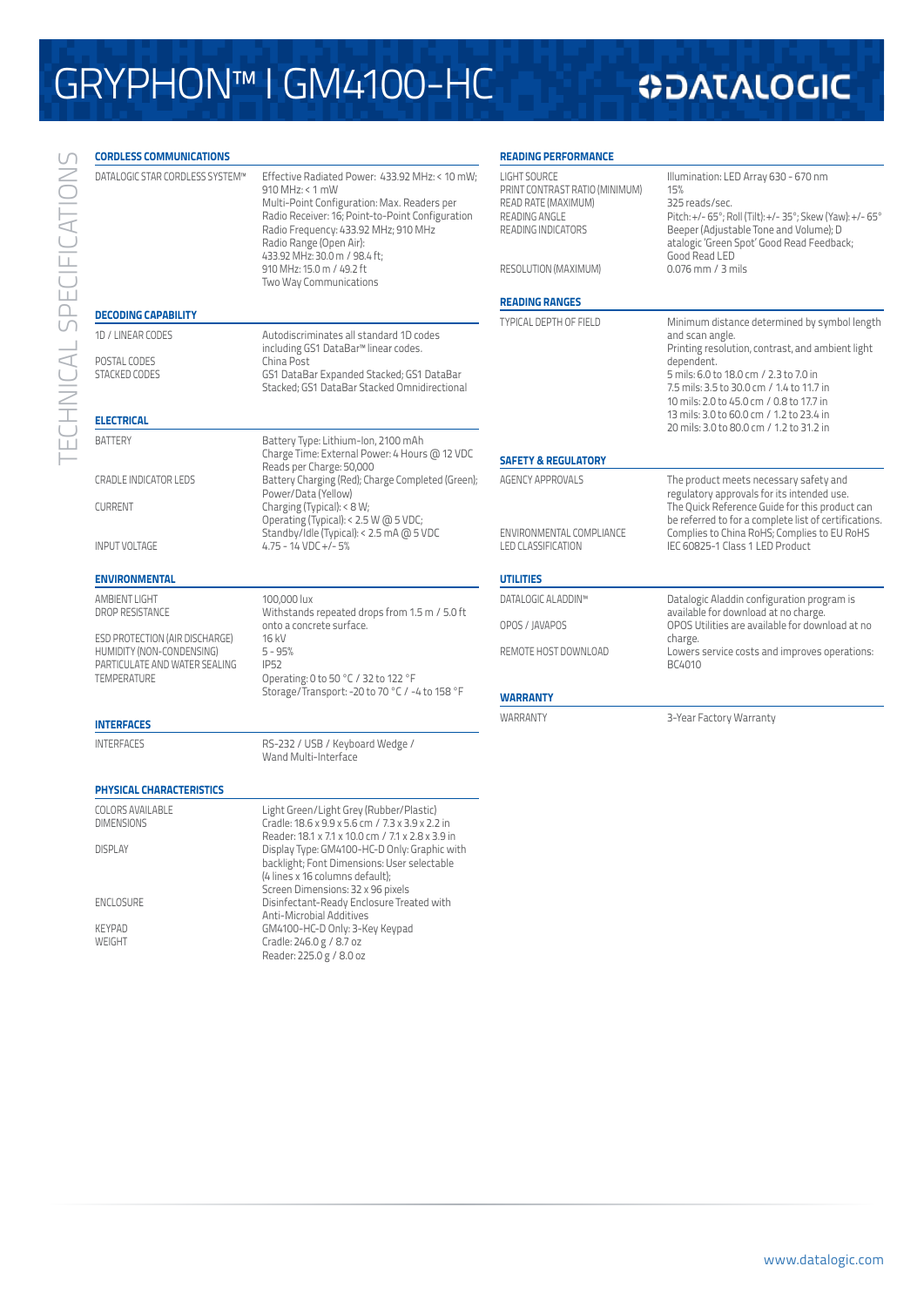# GRYPHON™ I GM4100-HC

DATALOGIC

## TECHNICAL SPECIFICATIONS

### CORDLESS COMMUNICATIONS

| | |
|---|---|
| DATALOGIC STAR CORDLESS SYSTEM™ | Effective Radiated Power: 433.92 MHz: < 10 mW; 910 MHz: < 1 mW<br>Multi-Point Configuration: Max. Readers per Radio Receiver: 16; Point-to-Point Configuration<br>Radio Frequency: 433.92 MHz; 910 MHz<br>Radio Range (Open Air):<br>433.92 MHz: 30.0 m / 98.4 ft;<br>910 MHz: 15.0 m / 49.2 ft<br>Two Way Communications |

### DECODING CAPABILITY

| | |
|---|---|
| 1D / LINEAR CODES | Autodiscriminates all standard 1D codes including GS1 DataBar™ linear codes. |
| POSTAL CODES | China Post |
| STACKED CODES | GS1 DataBar Expanded Stacked; GS1 DataBar Stacked; GS1 DataBar Stacked Omnidirectional |

### ELECTRICAL

| | |
|---|---|
| BATTERY | Battery Type: Lithium-Ion, 2100 mAh<br>Charge Time: External Power: 4 Hours @ 12 VDC<br>Reads per Charge: 50,000 |
| CRADLE INDICATOR LEDS | Battery Charging (Red); Charge Completed (Green); Power/Data (Yellow) |
| CURRENT | Charging (Typical): < 8 W;<br>Operating (Typical): < 2.5 W @ 5 VDC;<br>Standby/Idle (Typical): < 2.5 mA @ 5 VDC |
| INPUT VOLTAGE | 4.75 - 14 VDC +/- 5% |

### ENVIRONMENTAL

| | |
|---|---|
| AMBIENT LIGHT | 100,000 lux |
| DROP RESISTANCE | Withstands repeated drops from 1.5 m / 5.0 ft onto a concrete surface. |
| ESD PROTECTION (AIR DISCHARGE) | 16 kV |
| HUMIDITY (NON-CONDENSING) | 5 - 95% |
| PARTICULATE AND WATER SEALING | IP52 |
| TEMPERATURE | Operating: 0 to 50 °C / 32 to 122 °F<br>Storage/Transport: -20 to 70 °C / -4 to 158 °F |

### INTERFACES

| | |
|---|---|
| INTERFACES | RS-232 / USB / Keyboard Wedge / Wand Multi-Interface |

### PHYSICAL CHARACTERISTICS

| | |
|---|---|
| COLORS AVAILABLE | Light Green/Light Grey (Rubber/Plastic) |
| DIMENSIONS | Cradle: 18.6 x 9.9 x 5.6 cm / 7.3 x 3.9 x 2.2 in<br>Reader: 18.1 x 7.1 x 10.0 cm / 7.1 x 2.8 x 3.9 in |
| DISPLAY | Display Type: GM4100-HC-D Only: Graphic with backlight; Font Dimensions: User selectable (4 lines x 16 columns default);<br>Screen Dimensions: 32 x 96 pixels |
| ENCLOSURE | Disinfectant-Ready Enclosure Treated with Anti-Microbial Additives |
| KEYPAD | GM4100-HC-D Only: 3-Key Keypad |
| WEIGHT | Cradle: 246.0 g / 8.7 oz<br>Reader: 225.0 g / 8.0 oz |

### READING PERFORMANCE

| | |
|---|---|
| LIGHT SOURCE | Illumination: LED Array 630 - 670 nm |
| PRINT CONTRAST RATIO (MINIMUM) | 15% |
| READ RATE (MAXIMUM) | 325 reads/sec. |
| READING ANGLE | Pitch: +/- 65°; Roll (Tilt): +/- 35°; Skew (Yaw): +/- 65° |
| READING INDICATORS | Beeper (Adjustable Tone and Volume); D atalogic 'Green Spot' Good Read Feedback; Good Read LED |
| RESOLUTION (MAXIMUM) | 0.076 mm / 3 mils |

### READING RANGES

| | |
|---|---|
| TYPICAL DEPTH OF FIELD | Minimum distance determined by symbol length and scan angle.<br>Printing resolution, contrast, and ambient light dependent.<br>5 mils: 6.0 to 18.0 cm / 2.3 to 7.0 in<br>7.5 mils: 3.5 to 30.0 cm / 1.4 to 11.7 in<br>10 mils: 2.0 to 45.0 cm / 0.8 to 17.7 in<br>13 mils: 3.0 to 60.0 cm / 1.2 to 23.4 in<br>20 mils: 3.0 to 80.0 cm / 1.2 to 31.2 in |

### SAFETY & REGULATORY

| | |
|---|---|
| AGENCY APPROVALS | The product meets necessary safety and regulatory approvals for its intended use.<br>The Quick Reference Guide for this product can be referred to for a complete list of certifications. |
| ENVIRONMENTAL COMPLIANCE | Complies to China RoHS; Complies to EU RoHS |
| LED CLASSIFICATION | IEC 60825-1 Class 1 LED Product |

### UTILITIES

| | |
|---|---|
| DATALOGIC ALADDIN™ | Datalogic Aladdin configuration program is available for download at no charge. |
| OPOS / JAVAPOS | OPOS Utilities are available for download at no charge. |
| REMOTE HOST DOWNLOAD | Lowers service costs and improves operations: BC4010 |

### WARRANTY

| | |
|---|---|
| WARRANTY | 3-Year Factory Warranty |

www.datalogic.com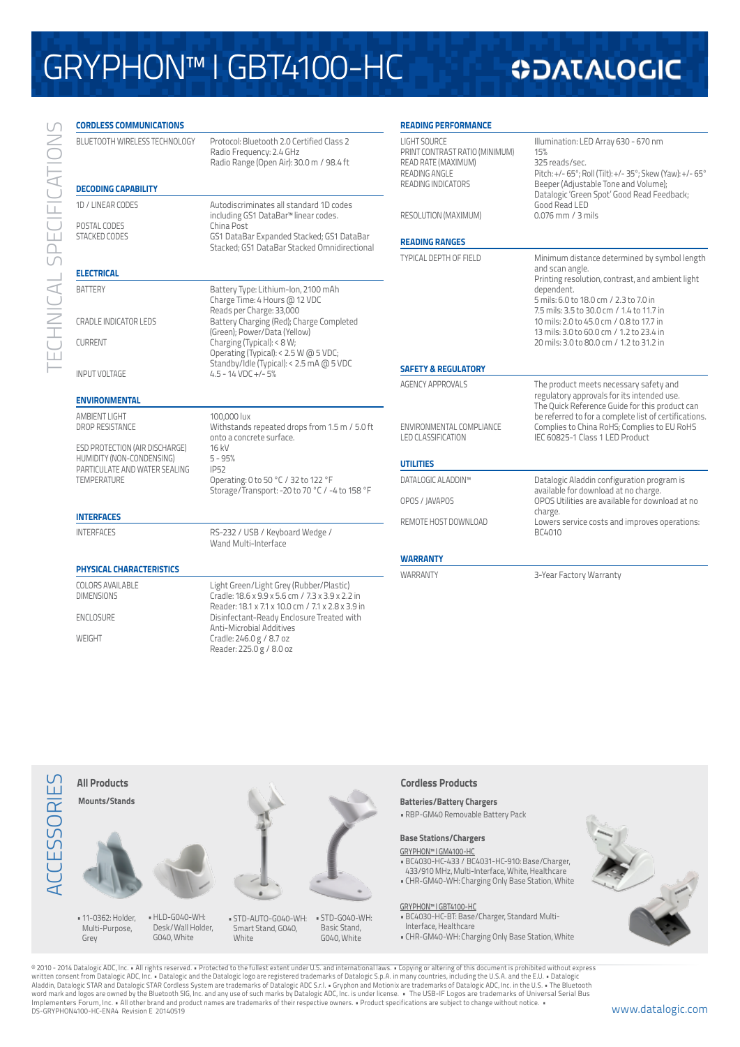# GRYPHON™ I GBT4100-HC

## TECHNICAL SPECIFICATIONS

### CORDLESS COMMUNICATIONS

| | |
|---|---|
| BLUETOOTH WIRELESS TECHNOLOGY | Protocol: Bluetooth 2.0 Certified Class 2<br>Radio Frequency: 2.4 GHz<br>Radio Range (Open Air): 30.0 m / 98.4 ft |

### DECODING CAPABILITY

| | |
|---|---|
| 1D / LINEAR CODES | Autodiscriminates all standard 1D codes including GS1 DataBar™ linear codes. |
| POSTAL CODES | China Post |
| STACKED CODES | GS1 DataBar Expanded Stacked; GS1 DataBar Stacked; GS1 DataBar Stacked Omnidirectional |

### ELECTRICAL

| | |
|---|---|
| BATTERY | Battery Type: Lithium-Ion, 2100 mAh<br>Charge Time: 4 Hours @ 12 VDC<br>Reads per Charge: 33,000 |
| CRADLE INDICATOR LEDS | Battery Charging (Red); Charge Completed (Green); Power/Data (Yellow) |
| CURRENT | Charging (Typical): < 8 W;<br>Operating (Typical): < 2.5 W @ 5 VDC;<br>Standby/Idle (Typical): < 2.5 mA @ 5 VDC |
| INPUT VOLTAGE | 4.5 - 14 VDC +/- 5% |

### ENVIRONMENTAL

| | |
|---|---|
| AMBIENT LIGHT | 100,000 lux |
| DROP RESISTANCE | Withstands repeated drops from 1.5 m / 5.0 ft onto a concrete surface. |
| ESD PROTECTION (AIR DISCHARGE) | 16 kV |
| HUMIDITY (NON-CONDENSING) | 5 - 95% |
| PARTICULATE AND WATER SEALING | IP52 |
| TEMPERATURE | Operating: 0 to 50 °C / 32 to 122 °F<br>Storage/Transport: -20 to 70 °C / -4 to 158 °F |

### INTERFACES

| | |
|---|---|
| INTERFACES | RS-232 / USB / Keyboard Wedge / Wand Multi-Interface |

### PHYSICAL CHARACTERISTICS

| | |
|---|---|
| COLORS AVAILABLE | Light Green/Light Grey (Rubber/Plastic) |
| DIMENSIONS | Cradle: 18.6 x 9.9 x 5.6 cm / 7.3 x 3.9 x 2.2 in<br>Reader: 18.1 x 7.1 x 10.0 cm / 7.1 x 2.8 x 3.9 in |
| ENCLOSURE | Disinfectant-Ready Enclosure Treated with Anti-Microbial Additives |
| WEIGHT | Cradle: 246.0 g / 8.7 oz<br>Reader: 225.0 g / 8.0 oz |

### READING PERFORMANCE

| | |
|---|---|
| LIGHT SOURCE | Illumination: LED Array 630 - 670 nm |
| PRINT CONTRAST RATIO (MINIMUM) | 15% |
| READ RATE (MAXIMUM) | 325 reads/sec. |
| READING ANGLE | Pitch: +/- 65°; Roll (Tilt): +/- 35°; Skew (Yaw): +/- 65° |
| READING INDICATORS | Beeper (Adjustable Tone and Volume); Datalogic 'Green Spot' Good Read Feedback; Good Read LED |
| RESOLUTION (MAXIMUM) | 0.076 mm / 3 mils |

### READING RANGES

| | |
|---|---|
| TYPICAL DEPTH OF FIELD | Minimum distance determined by symbol length and scan angle.<br>Printing resolution, contrast, and ambient light dependent.<br>5 mils: 6.0 to 18.0 cm / 2.3 to 7.0 in<br>7.5 mils: 3.5 to 30.0 cm / 1.4 to 11.7 in<br>10 mils: 2.0 to 45.0 cm / 0.8 to 17.7 in<br>13 mils: 3.0 to 60.0 cm / 1.2 to 23.4 in<br>20 mils: 3.0 to 80.0 cm / 1.2 to 31.2 in |

### SAFETY & REGULATORY

| | |
|---|---|
| AGENCY APPROVALS | The product meets necessary safety and regulatory approvals for its intended use. The Quick Reference Guide for this product can be referred to for a complete list of certifications. |
| ENVIRONMENTAL COMPLIANCE | Complies to China RoHS; Complies to EU RoHS |
| LED CLASSIFICATION | IEC 60825-1 Class 1 LED Product |

### UTILITIES

| | |
|---|---|
| DATALOGIC ALADDIN™ | Datalogic Aladdin configuration program is available for download at no charge. |
| OPOS / JAVAPOS | OPOS Utilities are available for download at no charge. |
| REMOTE HOST DOWNLOAD | Lowers service costs and improves operations: BC4010 |

### WARRANTY

| | |
|---|---|
| WARRANTY | 3-Year Factory Warranty |

## ACCESSORIES

### All Products

**Mounts/Stands**

- 11-0362: Holder, Multi-Purpose, Grey
- HLD-G040-WH: Desk/Wall Holder, G040, White
- STD-AUTO-G040-WH: Smart Stand, G040, White
- STD-G040-WH: Basic Stand, G040, White

### Cordless Products

**Batteries/Battery Chargers**

- RBP-GM40 Removable Battery Pack

**Base Stations/Chargers**

GRYPHON™ I GM4100-HC

- BC4030-HC-433 / BC4031-HC-910: Base/Charger, 433/910 MHz, Multi-Interface, White, Healthcare
- CHR-GM40-WH: Charging Only Base Station, White

GRYPHON™ I GBT4100-HC

- BC4030-HC-BT: Base/Charger, Standard Multi-Interface, Healthcare
- CHR-GM40-WH: Charging Only Base Station, White

© 2010 - 2014 Datalogic ADC, Inc. • All rights reserved. • Protected to the fullest extent under U.S. and international laws. • Copying or altering of this document is prohibited without express written consent from Datalogic ADC, Inc. • Datalogic and the Datalogic logo are registered trademarks of Datalogic S.p.A. in many countries, including the U.S.A. and the E.U. • Datalogic Aladdin, Datalogic STAR and Datalogic STAR Cordless System are trademarks of Datalogic ADC S.r.l. • Gryphon and Motionix are trademarks of Datalogic ADC, Inc. in the U.S. • The Bluetooth word mark and logos are owned by the Bluetooth SIG, Inc. and any use of such marks by Datalogic ADC, Inc. is under license. • The USB-IF Logos are trademarks of Universal Serial Bus Implementers Forum, Inc. • All other brand and product names are trademarks of their respective owners. • Product specifications are subject to change without notice. •
DS-GRYPHON4100-HC-ENA4 Revision E 20140519

www.datalogic.com